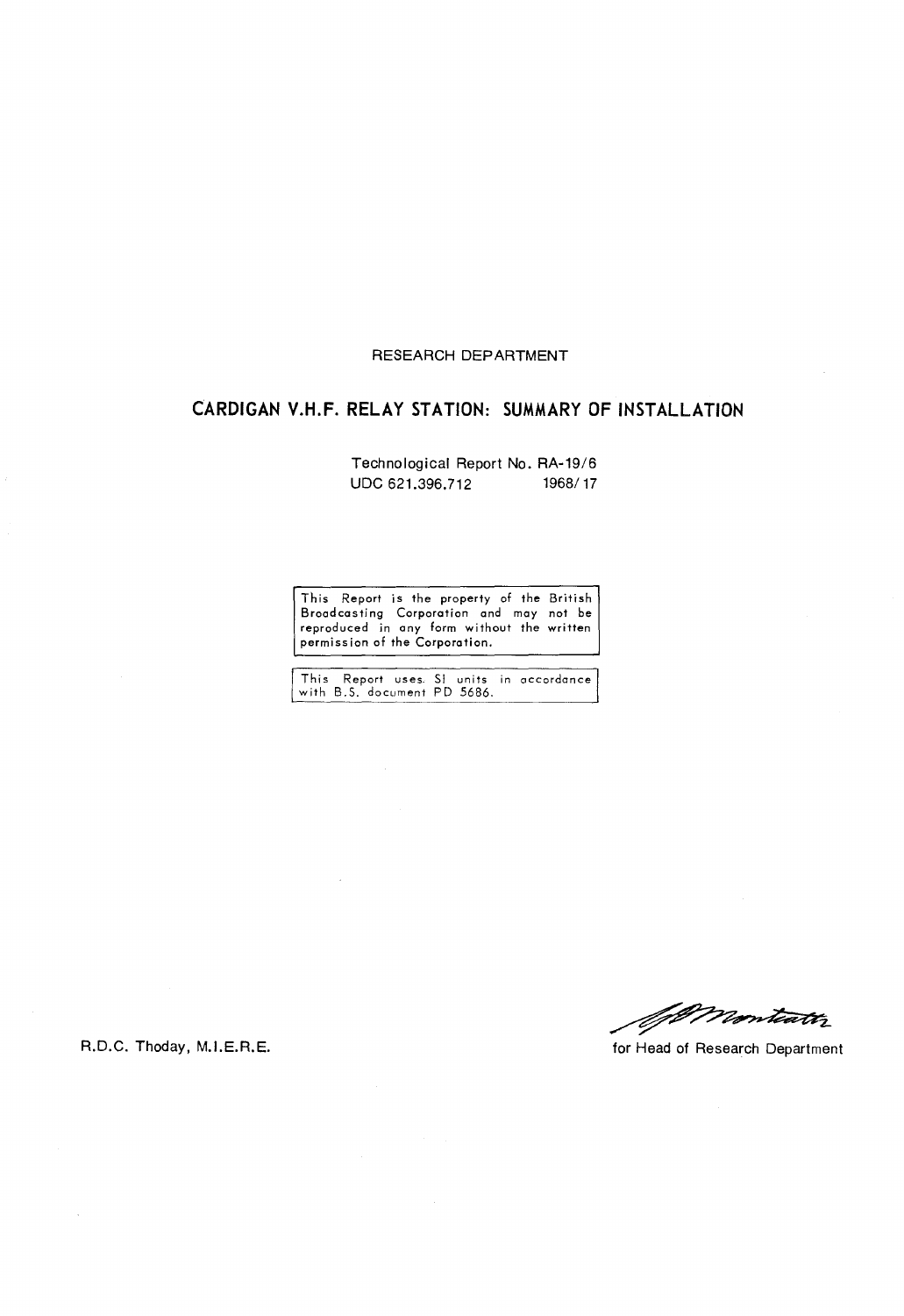RESEARCH DEPARTMENT

# CARDIGAN V.H.F. RELAY STATION: SUMMARY OF INSTALLATION

Technological Report No. RA-19/6
UDC 621.396.712 1968/17

> This Report is the property of the British Broadcasting Corporation and may not be reproduced in any form without the written permission of the Corporation.

> This Report uses SI units in accordance with B.S. document PD 5686.

R.D.C. Thoday, M.I.E.R.E.

for Head of Research Department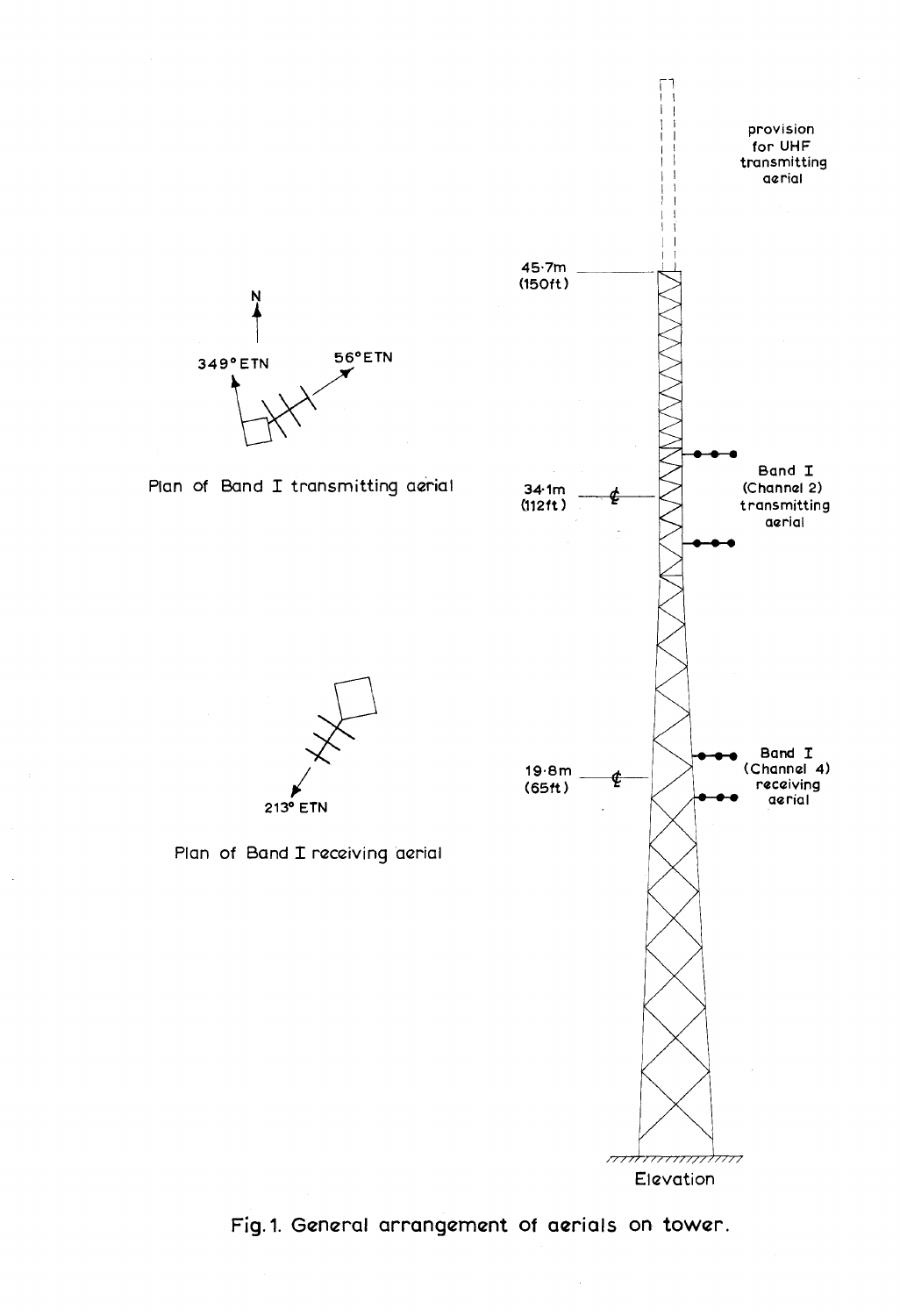provision for UHF transmitting aerial

45·7m (150ft)

Band I (Channel 2) transmitting aerial

34·1m (112ft)

Band I (Channel 4) receiving aerial

19·8m (65ft)

Elevation

N

349° ETN

56° ETN

Plan of Band I transmitting aerial

213° ETN

Plan of Band I receiving aerial

Fig. 1. General arrangement of aerials on tower.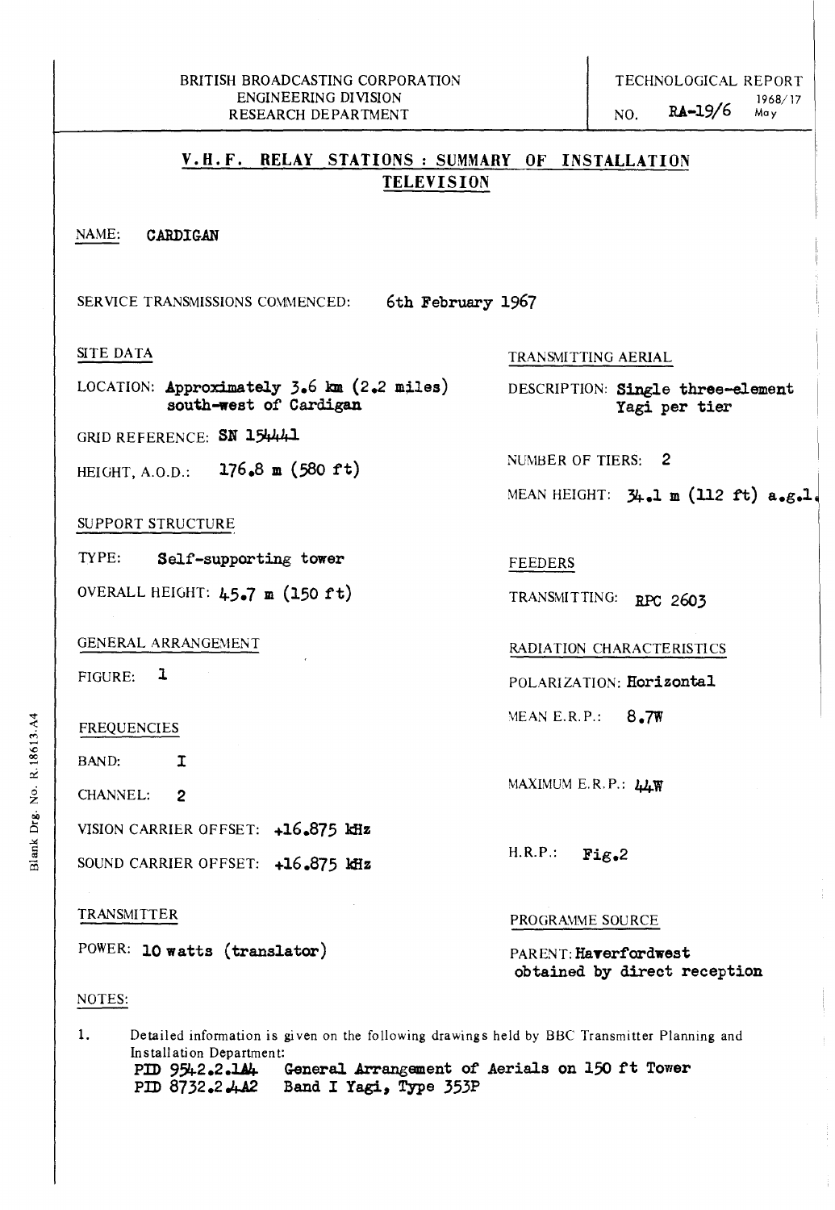BRITISH BROADCASTING CORPORATION
ENGINEERING DIVISION
RESEARCH DEPARTMENT

TECHNOLOGICAL REPORT
NO. RA-19/6 1968/17 May

## V.H.F. RELAY STATIONS : SUMMARY OF INSTALLATION TELEVISION

NAME: **CARDIGAN**

SERVICE TRANSMISSIONS COMMENCED: 6th February 1967

### SITE DATA

LOCATION: Approximately 3.6 km (2.2 miles) south-west of Cardigan

GRID REFERENCE: SN 154441

HEIGHT, A.O.D.: 176.8 m (580 ft)

### SUPPORT STRUCTURE

TYPE: Self-supporting tower

OVERALL HEIGHT: 45.7 m (150 ft)

### GENERAL ARRANGEMENT

FIGURE: 1

### FREQUENCIES

BAND: I

CHANNEL: 2

VISION CARRIER OFFSET: +16.875 kHz

SOUND CARRIER OFFSET: +16.875 kHz

### TRANSMITTER

POWER: 10 watts (translator)

### TRANSMITTING AERIAL

DESCRIPTION: Single three-element Yagi per tier

NUMBER OF TIERS: 2

MEAN HEIGHT: 34.1 m (112 ft) a.g.l.

### FEEDERS

TRANSMITTING: RPC 2603

### RADIATION CHARACTERISTICS

POLARIZATION: Horizontal

MEAN E.R.P.: 8.7W

MAXIMUM E.R.P.: 44W

H.R.P.: Fig.2

### PROGRAMME SOURCE

PARENT: Haverfordwest obtained by direct reception

### NOTES:

1. Detailed information is given on the following drawings held by BBC Transmitter Planning and Installation Department:
   PID 9542.2.1A4 General Arrangement of Aerials on 150 ft Tower
   PID 8732.2.4A2 Band I Yagi, Type 353P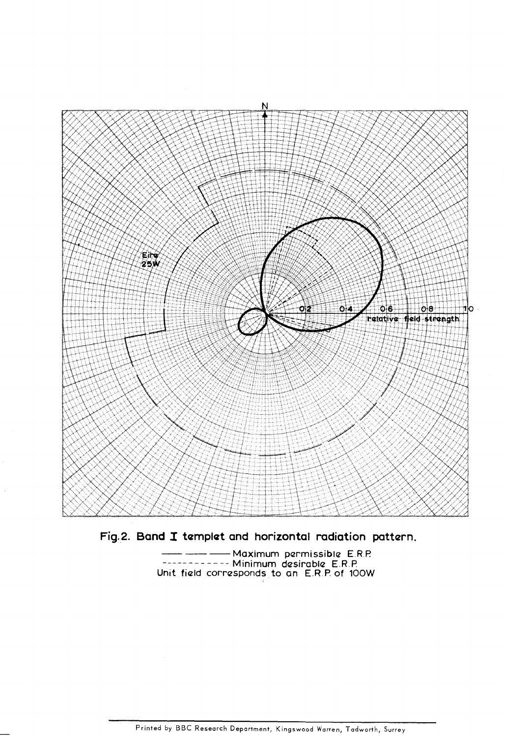N

Eire
25W

0·2

0·4

0·6

0·8

1·0

relative field strength

**Fig.2. Band I templet and horizontal radiation pattern.**

——— ——— ——— Maximum permissible E.R.P.
- - - - - - - - - - - Minimum desirable E.R.P.
Unit field corresponds to an E.R.P. of 100W

Printed by BBC Research Department, Kingswood Warren, Tadworth, Surrey